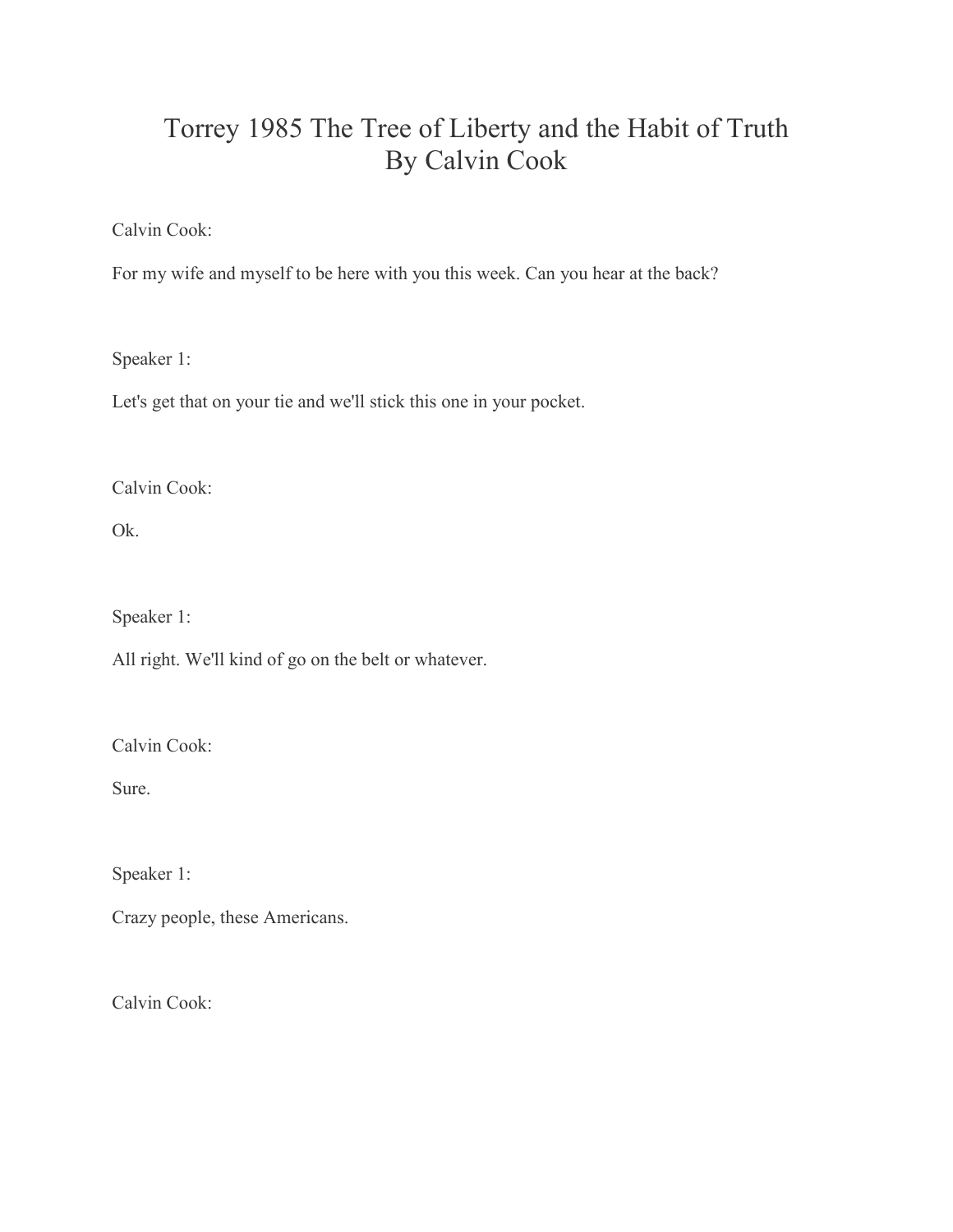# Torrey 1985 The Tree of Liberty and the Habit of Truth
# By Calvin Cook

Calvin Cook:

For my wife and myself to be here with you this week. Can you hear at the back?

Speaker 1:

Let's get that on your tie and we'll stick this one in your pocket.

Calvin Cook:

Ok.

Speaker 1:

All right. We'll kind of go on the belt or whatever.

Calvin Cook:

Sure.

Speaker 1:

Crazy people, these Americans.

Calvin Cook: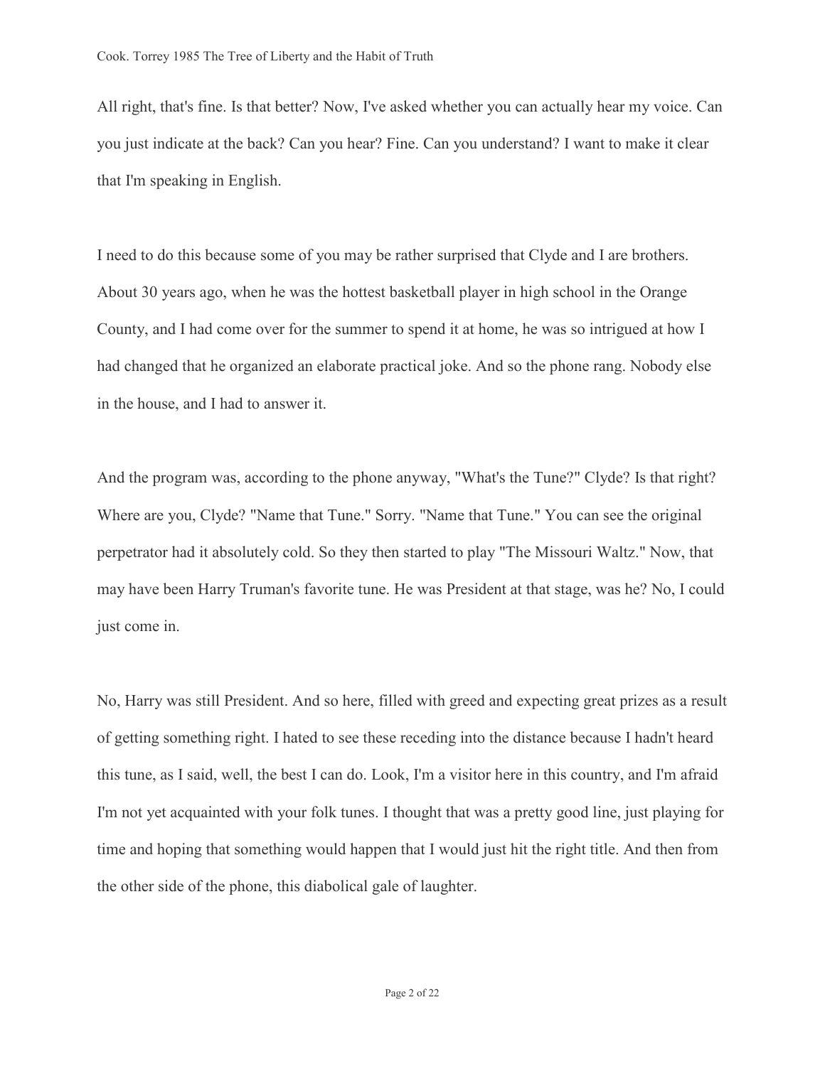All right, that's fine. Is that better? Now, I've asked whether you can actually hear my voice. Can you just indicate at the back? Can you hear? Fine. Can you understand? I want to make it clear that I'm speaking in English.

I need to do this because some of you may be rather surprised that Clyde and I are brothers. About 30 years ago, when he was the hottest basketball player in high school in the Orange County, and I had come over for the summer to spend it at home, he was so intrigued at how I had changed that he organized an elaborate practical joke. And so the phone rang. Nobody else in the house, and I had to answer it.

And the program was, according to the phone anyway, "What's the Tune?" Clyde? Is that right? Where are you, Clyde? "Name that Tune." Sorry. "Name that Tune." You can see the original perpetrator had it absolutely cold. So they then started to play "The Missouri Waltz." Now, that may have been Harry Truman's favorite tune. He was President at that stage, was he? No, I could just come in.

No, Harry was still President. And so here, filled with greed and expecting great prizes as a result of getting something right. I hated to see these receding into the distance because I hadn't heard this tune, as I said, well, the best I can do. Look, I'm a visitor here in this country, and I'm afraid I'm not yet acquainted with your folk tunes. I thought that was a pretty good line, just playing for time and hoping that something would happen that I would just hit the right title. And then from the other side of the phone, this diabolical gale of laughter.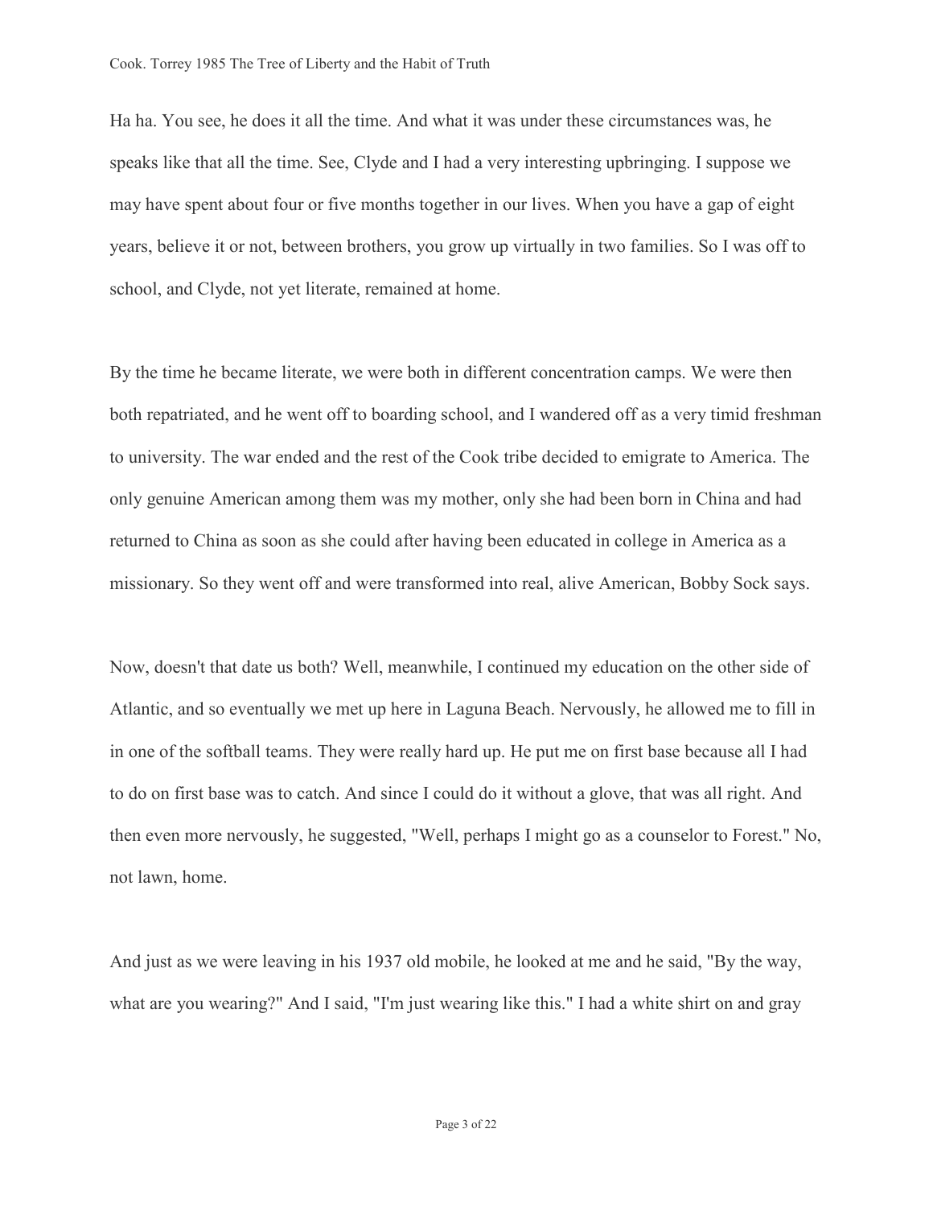Ha ha. You see, he does it all the time. And what it was under these circumstances was, he speaks like that all the time. See, Clyde and I had a very interesting upbringing. I suppose we may have spent about four or five months together in our lives. When you have a gap of eight years, believe it or not, between brothers, you grow up virtually in two families. So I was off to school, and Clyde, not yet literate, remained at home.

By the time he became literate, we were both in different concentration camps. We were then both repatriated, and he went off to boarding school, and I wandered off as a very timid freshman to university. The war ended and the rest of the Cook tribe decided to emigrate to America. The only genuine American among them was my mother, only she had been born in China and had returned to China as soon as she could after having been educated in college in America as a missionary. So they went off and were transformed into real, alive American, Bobby Sock says.

Now, doesn't that date us both? Well, meanwhile, I continued my education on the other side of Atlantic, and so eventually we met up here in Laguna Beach. Nervously, he allowed me to fill in in one of the softball teams. They were really hard up. He put me on first base because all I had to do on first base was to catch. And since I could do it without a glove, that was all right. And then even more nervously, he suggested, "Well, perhaps I might go as a counselor to Forest." No, not lawn, home.

And just as we were leaving in his 1937 old mobile, he looked at me and he said, "By the way, what are you wearing?" And I said, "I'm just wearing like this." I had a white shirt on and gray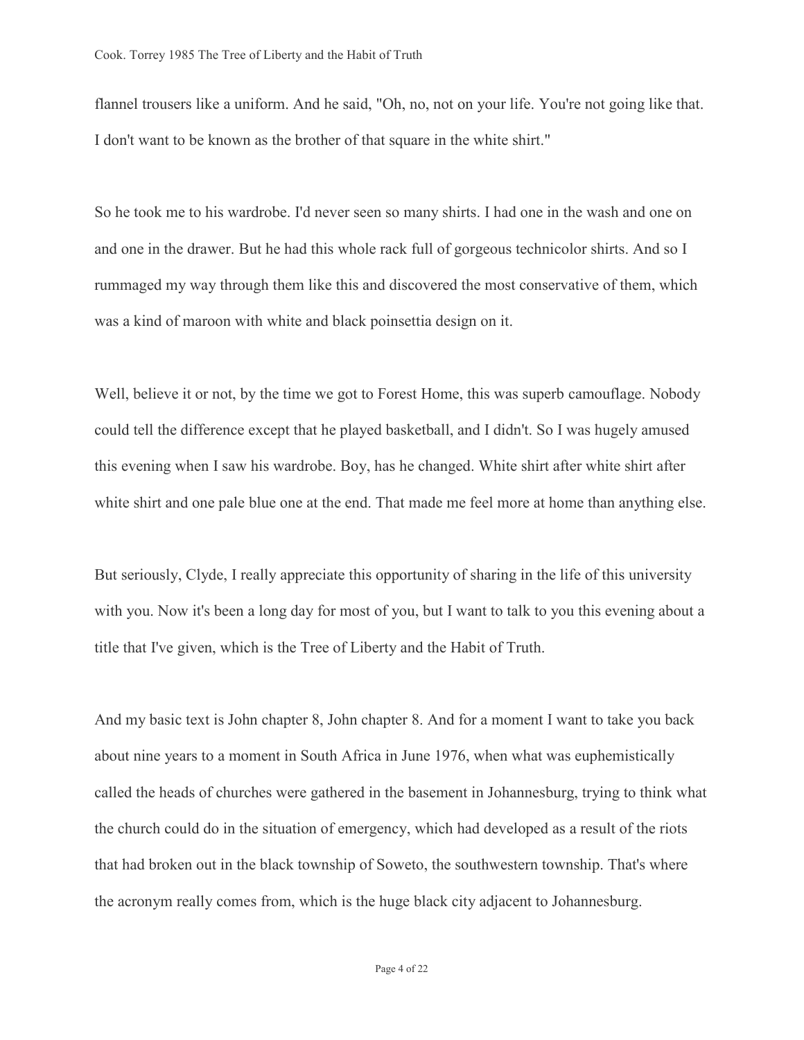flannel trousers like a uniform. And he said, "Oh, no, not on your life. You're not going like that. I don't want to be known as the brother of that square in the white shirt."

So he took me to his wardrobe. I'd never seen so many shirts. I had one in the wash and one on and one in the drawer. But he had this whole rack full of gorgeous technicolor shirts. And so I rummaged my way through them like this and discovered the most conservative of them, which was a kind of maroon with white and black poinsettia design on it.

Well, believe it or not, by the time we got to Forest Home, this was superb camouflage. Nobody could tell the difference except that he played basketball, and I didn't. So I was hugely amused this evening when I saw his wardrobe. Boy, has he changed. White shirt after white shirt after white shirt and one pale blue one at the end. That made me feel more at home than anything else.

But seriously, Clyde, I really appreciate this opportunity of sharing in the life of this university with you. Now it's been a long day for most of you, but I want to talk to you this evening about a title that I've given, which is the Tree of Liberty and the Habit of Truth.

And my basic text is John chapter 8, John chapter 8. And for a moment I want to take you back about nine years to a moment in South Africa in June 1976, when what was euphemistically called the heads of churches were gathered in the basement in Johannesburg, trying to think what the church could do in the situation of emergency, which had developed as a result of the riots that had broken out in the black township of Soweto, the southwestern township. That's where the acronym really comes from, which is the huge black city adjacent to Johannesburg.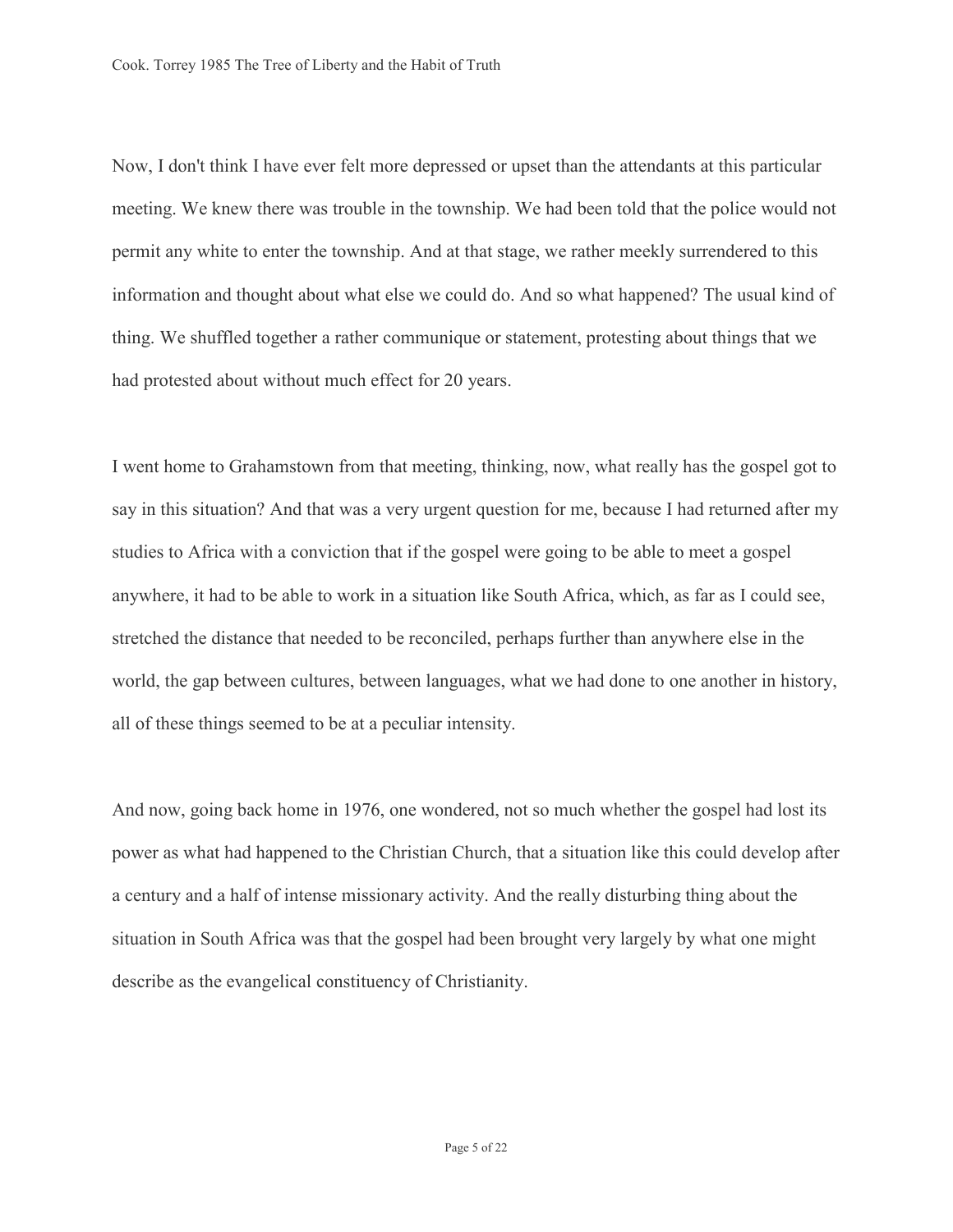Now, I don't think I have ever felt more depressed or upset than the attendants at this particular meeting. We knew there was trouble in the township. We had been told that the police would not permit any white to enter the township. And at that stage, we rather meekly surrendered to this information and thought about what else we could do. And so what happened? The usual kind of thing. We shuffled together a rather communique or statement, protesting about things that we had protested about without much effect for 20 years.

I went home to Grahamstown from that meeting, thinking, now, what really has the gospel got to say in this situation? And that was a very urgent question for me, because I had returned after my studies to Africa with a conviction that if the gospel were going to be able to meet a gospel anywhere, it had to be able to work in a situation like South Africa, which, as far as I could see, stretched the distance that needed to be reconciled, perhaps further than anywhere else in the world, the gap between cultures, between languages, what we had done to one another in history, all of these things seemed to be at a peculiar intensity.

And now, going back home in 1976, one wondered, not so much whether the gospel had lost its power as what had happened to the Christian Church, that a situation like this could develop after a century and a half of intense missionary activity. And the really disturbing thing about the situation in South Africa was that the gospel had been brought very largely by what one might describe as the evangelical constituency of Christianity.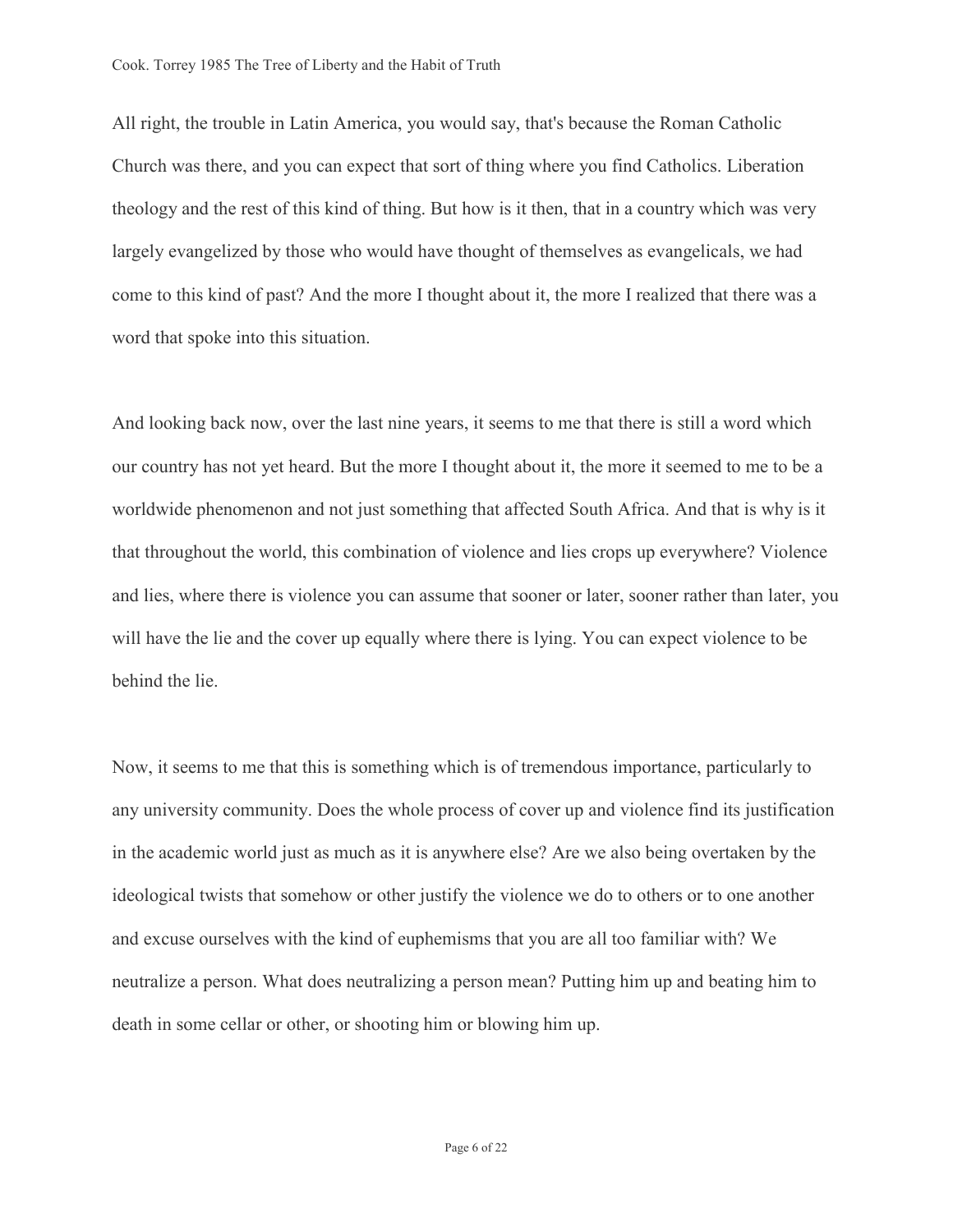All right, the trouble in Latin America, you would say, that's because the Roman Catholic Church was there, and you can expect that sort of thing where you find Catholics. Liberation theology and the rest of this kind of thing. But how is it then, that in a country which was very largely evangelized by those who would have thought of themselves as evangelicals, we had come to this kind of past? And the more I thought about it, the more I realized that there was a word that spoke into this situation.

And looking back now, over the last nine years, it seems to me that there is still a word which our country has not yet heard. But the more I thought about it, the more it seemed to me to be a worldwide phenomenon and not just something that affected South Africa. And that is why is it that throughout the world, this combination of violence and lies crops up everywhere? Violence and lies, where there is violence you can assume that sooner or later, sooner rather than later, you will have the lie and the cover up equally where there is lying. You can expect violence to be behind the lie.

Now, it seems to me that this is something which is of tremendous importance, particularly to any university community. Does the whole process of cover up and violence find its justification in the academic world just as much as it is anywhere else? Are we also being overtaken by the ideological twists that somehow or other justify the violence we do to others or to one another and excuse ourselves with the kind of euphemisms that you are all too familiar with? We neutralize a person. What does neutralizing a person mean? Putting him up and beating him to death in some cellar or other, or shooting him or blowing him up.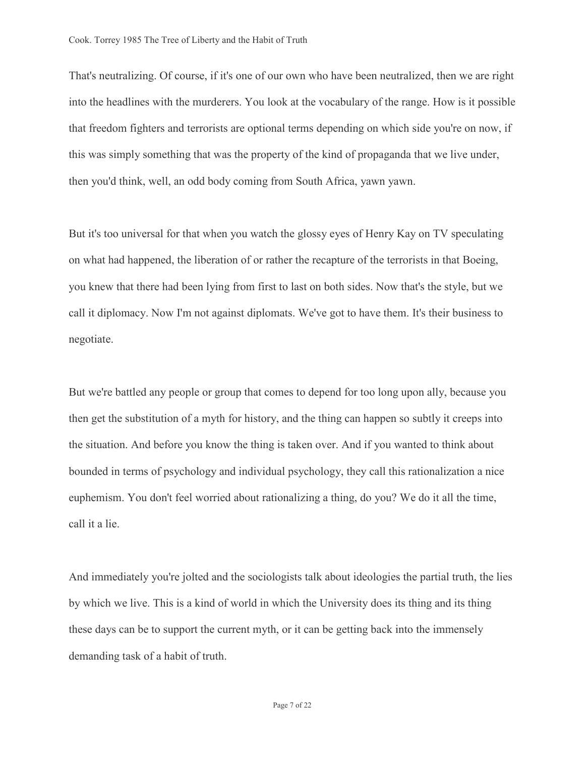That's neutralizing. Of course, if it's one of our own who have been neutralized, then we are right into the headlines with the murderers. You look at the vocabulary of the range. How is it possible that freedom fighters and terrorists are optional terms depending on which side you're on now, if this was simply something that was the property of the kind of propaganda that we live under, then you'd think, well, an odd body coming from South Africa, yawn yawn.

But it's too universal for that when you watch the glossy eyes of Henry Kay on TV speculating on what had happened, the liberation of or rather the recapture of the terrorists in that Boeing, you knew that there had been lying from first to last on both sides. Now that's the style, but we call it diplomacy. Now I'm not against diplomats. We've got to have them. It's their business to negotiate.

But we're battled any people or group that comes to depend for too long upon ally, because you then get the substitution of a myth for history, and the thing can happen so subtly it creeps into the situation. And before you know the thing is taken over. And if you wanted to think about bounded in terms of psychology and individual psychology, they call this rationalization a nice euphemism. You don't feel worried about rationalizing a thing, do you? We do it all the time, call it a lie.

And immediately you're jolted and the sociologists talk about ideologies the partial truth, the lies by which we live. This is a kind of world in which the University does its thing and its thing these days can be to support the current myth, or it can be getting back into the immensely demanding task of a habit of truth.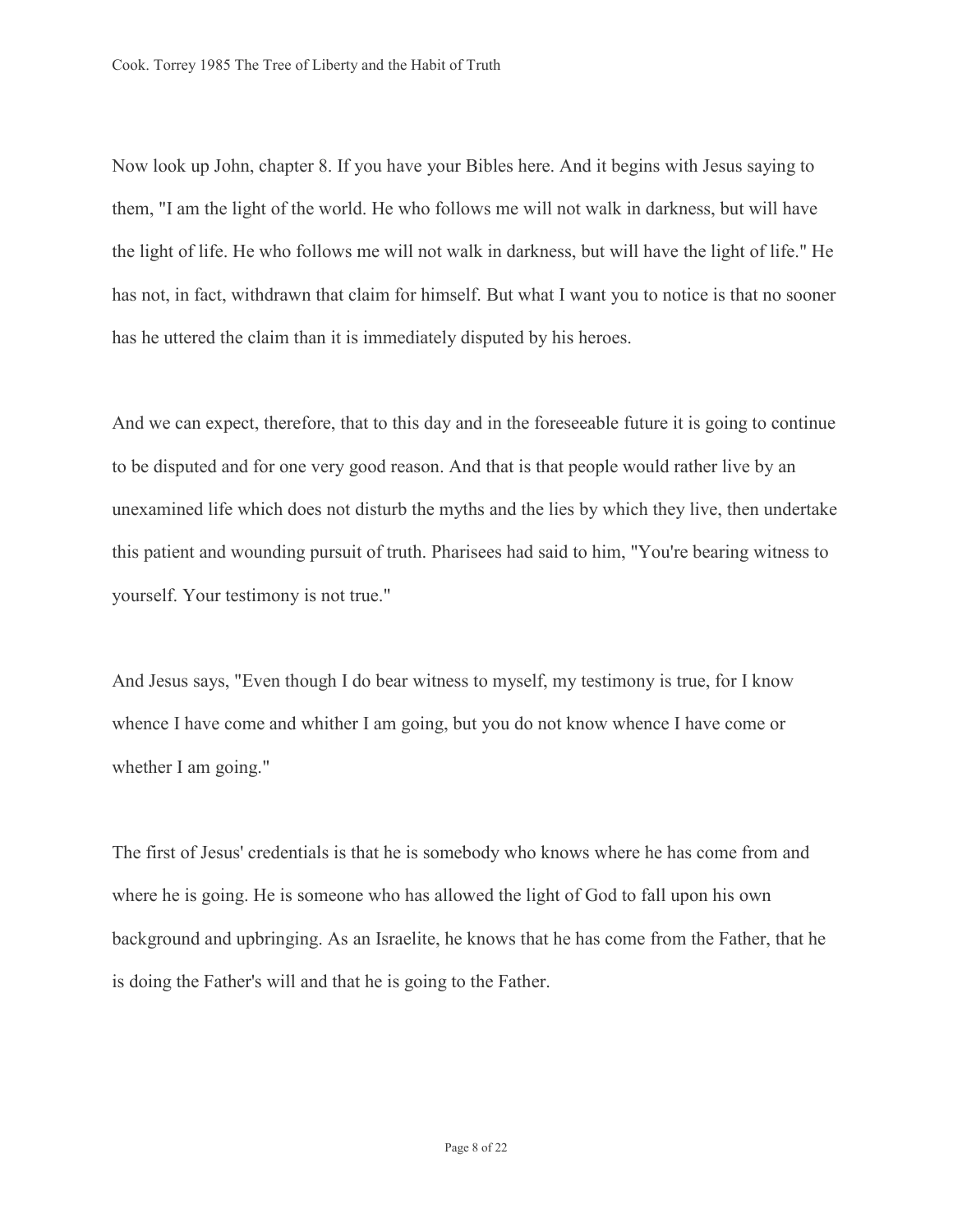Now look up John, chapter 8. If you have your Bibles here. And it begins with Jesus saying to them, "I am the light of the world. He who follows me will not walk in darkness, but will have the light of life. He who follows me will not walk in darkness, but will have the light of life." He has not, in fact, withdrawn that claim for himself. But what I want you to notice is that no sooner has he uttered the claim than it is immediately disputed by his heroes.

And we can expect, therefore, that to this day and in the foreseeable future it is going to continue to be disputed and for one very good reason. And that is that people would rather live by an unexamined life which does not disturb the myths and the lies by which they live, then undertake this patient and wounding pursuit of truth. Pharisees had said to him, "You're bearing witness to yourself. Your testimony is not true."

And Jesus says, "Even though I do bear witness to myself, my testimony is true, for I know whence I have come and whither I am going, but you do not know whence I have come or whether I am going."

The first of Jesus' credentials is that he is somebody who knows where he has come from and where he is going. He is someone who has allowed the light of God to fall upon his own background and upbringing. As an Israelite, he knows that he has come from the Father, that he is doing the Father's will and that he is going to the Father.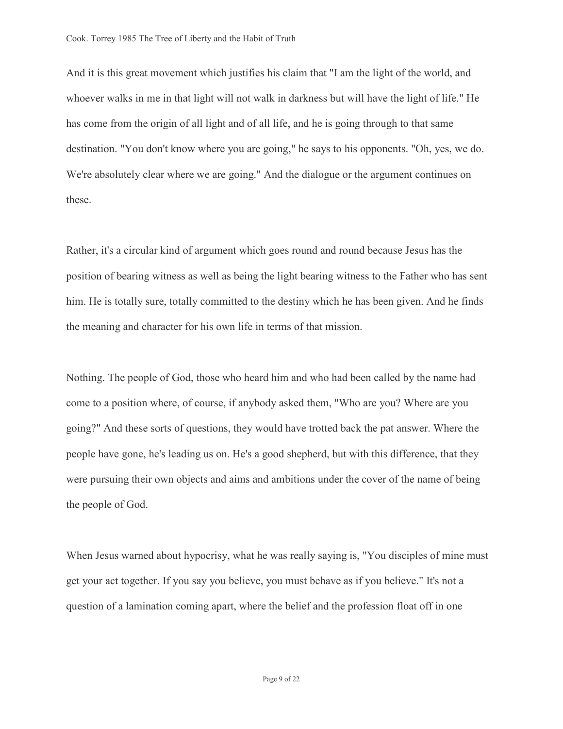And it is this great movement which justifies his claim that "I am the light of the world, and whoever walks in me in that light will not walk in darkness but will have the light of life." He has come from the origin of all light and of all life, and he is going through to that same destination. "You don't know where you are going," he says to his opponents. "Oh, yes, we do. We're absolutely clear where we are going." And the dialogue or the argument continues on these.

Rather, it's a circular kind of argument which goes round and round because Jesus has the position of bearing witness as well as being the light bearing witness to the Father who has sent him. He is totally sure, totally committed to the destiny which he has been given. And he finds the meaning and character for his own life in terms of that mission.

Nothing. The people of God, those who heard him and who had been called by the name had come to a position where, of course, if anybody asked them, "Who are you? Where are you going?" And these sorts of questions, they would have trotted back the pat answer. Where the people have gone, he's leading us on. He's a good shepherd, but with this difference, that they were pursuing their own objects and aims and ambitions under the cover of the name of being the people of God.

When Jesus warned about hypocrisy, what he was really saying is, "You disciples of mine must get your act together. If you say you believe, you must behave as if you believe." It's not a question of a lamination coming apart, where the belief and the profession float off in one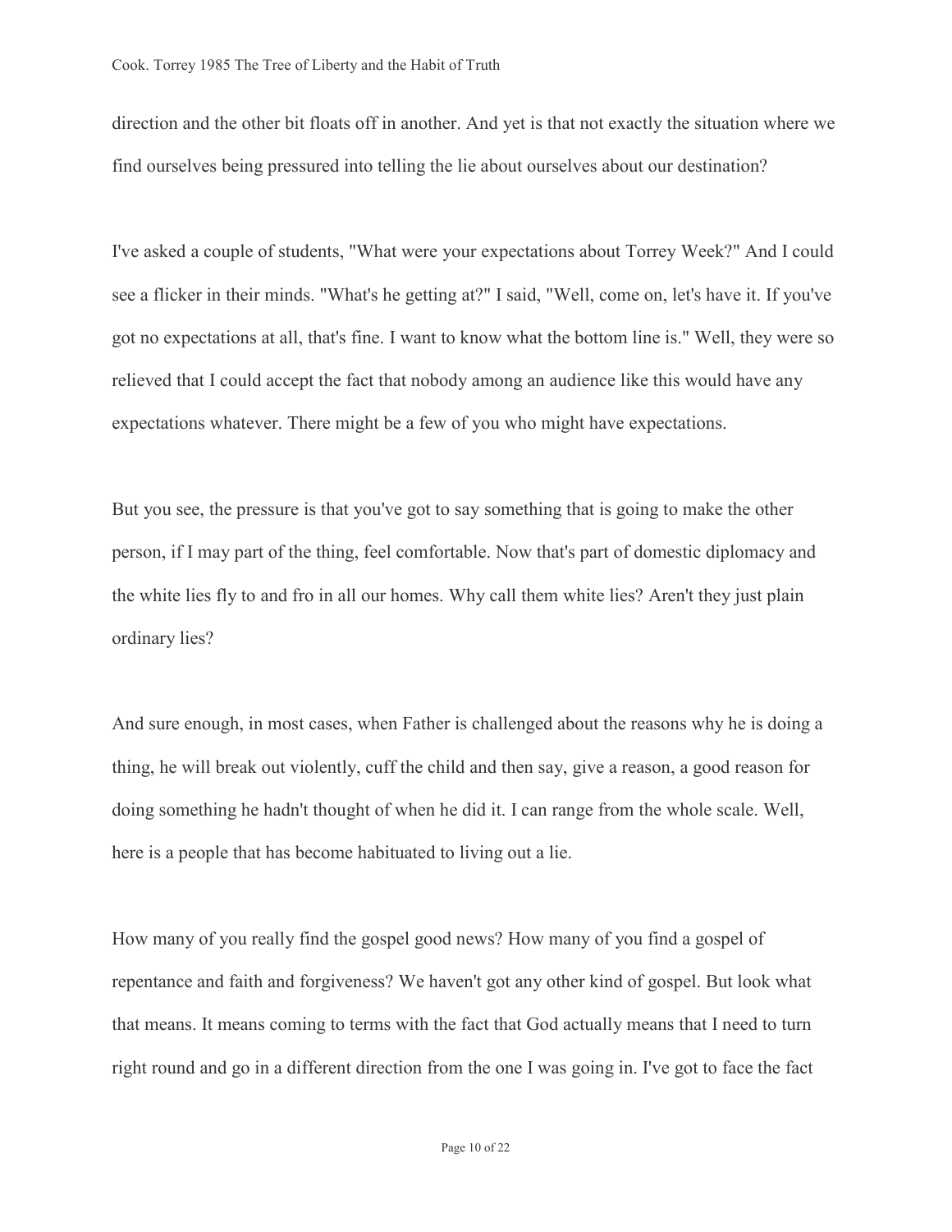direction and the other bit floats off in another. And yet is that not exactly the situation where we find ourselves being pressured into telling the lie about ourselves about our destination?

I've asked a couple of students, "What were your expectations about Torrey Week?" And I could see a flicker in their minds. "What's he getting at?" I said, "Well, come on, let's have it. If you've got no expectations at all, that's fine. I want to know what the bottom line is." Well, they were so relieved that I could accept the fact that nobody among an audience like this would have any expectations whatever. There might be a few of you who might have expectations.

But you see, the pressure is that you've got to say something that is going to make the other person, if I may part of the thing, feel comfortable. Now that's part of domestic diplomacy and the white lies fly to and fro in all our homes. Why call them white lies? Aren't they just plain ordinary lies?

And sure enough, in most cases, when Father is challenged about the reasons why he is doing a thing, he will break out violently, cuff the child and then say, give a reason, a good reason for doing something he hadn't thought of when he did it. I can range from the whole scale. Well, here is a people that has become habituated to living out a lie.

How many of you really find the gospel good news? How many of you find a gospel of repentance and faith and forgiveness? We haven't got any other kind of gospel. But look what that means. It means coming to terms with the fact that God actually means that I need to turn right round and go in a different direction from the one I was going in. I've got to face the fact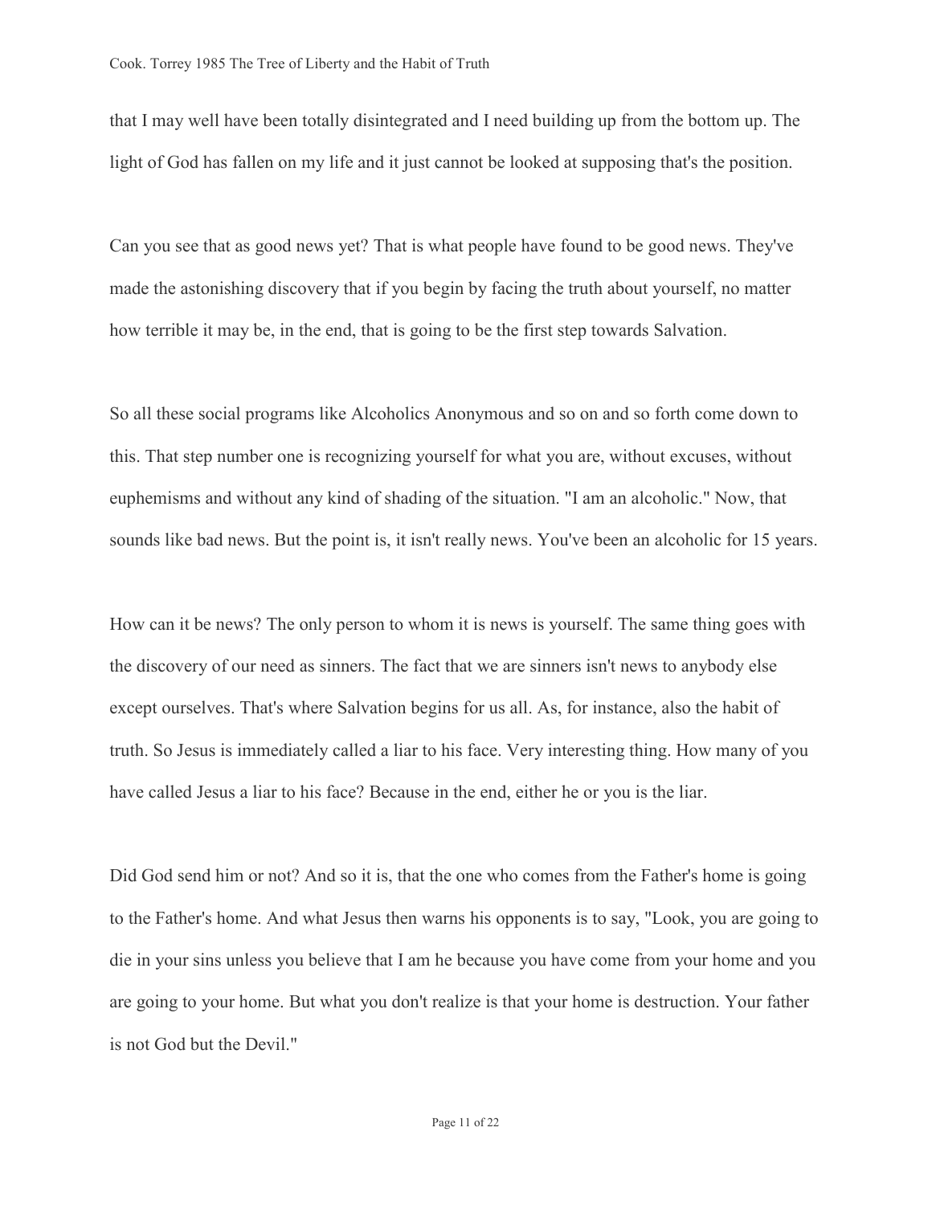that I may well have been totally disintegrated and I need building up from the bottom up. The light of God has fallen on my life and it just cannot be looked at supposing that's the position.

Can you see that as good news yet? That is what people have found to be good news. They've made the astonishing discovery that if you begin by facing the truth about yourself, no matter how terrible it may be, in the end, that is going to be the first step towards Salvation.

So all these social programs like Alcoholics Anonymous and so on and so forth come down to this. That step number one is recognizing yourself for what you are, without excuses, without euphemisms and without any kind of shading of the situation. "I am an alcoholic." Now, that sounds like bad news. But the point is, it isn't really news. You've been an alcoholic for 15 years.

How can it be news? The only person to whom it is news is yourself. The same thing goes with the discovery of our need as sinners. The fact that we are sinners isn't news to anybody else except ourselves. That's where Salvation begins for us all. As, for instance, also the habit of truth. So Jesus is immediately called a liar to his face. Very interesting thing. How many of you have called Jesus a liar to his face? Because in the end, either he or you is the liar.

Did God send him or not? And so it is, that the one who comes from the Father's home is going to the Father's home. And what Jesus then warns his opponents is to say, "Look, you are going to die in your sins unless you believe that I am he because you have come from your home and you are going to your home. But what you don't realize is that your home is destruction. Your father is not God but the Devil."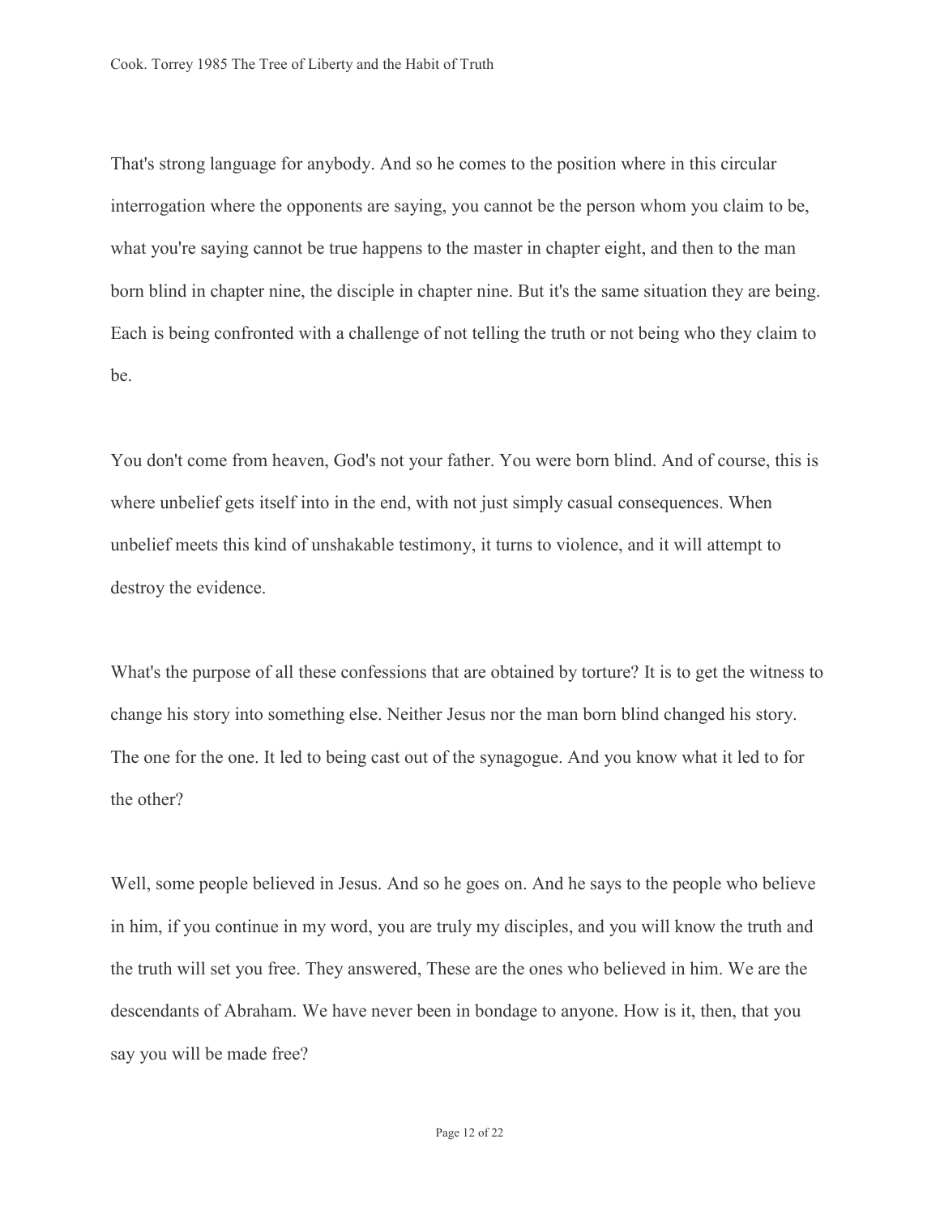That's strong language for anybody. And so he comes to the position where in this circular interrogation where the opponents are saying, you cannot be the person whom you claim to be, what you're saying cannot be true happens to the master in chapter eight, and then to the man born blind in chapter nine, the disciple in chapter nine. But it's the same situation they are being. Each is being confronted with a challenge of not telling the truth or not being who they claim to be.

You don't come from heaven, God's not your father. You were born blind. And of course, this is where unbelief gets itself into in the end, with not just simply casual consequences. When unbelief meets this kind of unshakable testimony, it turns to violence, and it will attempt to destroy the evidence.

What's the purpose of all these confessions that are obtained by torture? It is to get the witness to change his story into something else. Neither Jesus nor the man born blind changed his story. The one for the one. It led to being cast out of the synagogue. And you know what it led to for the other?

Well, some people believed in Jesus. And so he goes on. And he says to the people who believe in him, if you continue in my word, you are truly my disciples, and you will know the truth and the truth will set you free. They answered, These are the ones who believed in him. We are the descendants of Abraham. We have never been in bondage to anyone. How is it, then, that you say you will be made free?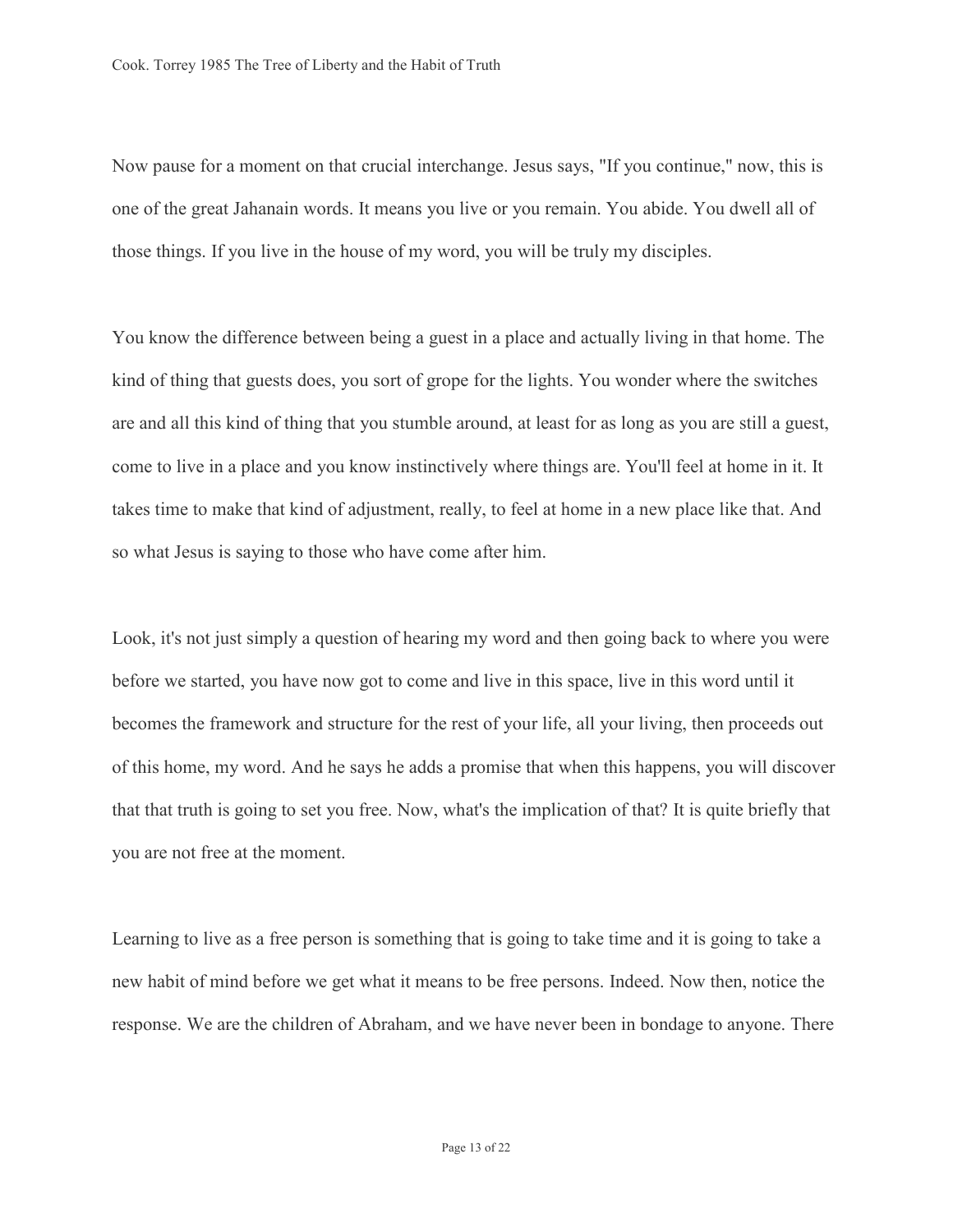Now pause for a moment on that crucial interchange. Jesus says, "If you continue," now, this is one of the great Jahanain words. It means you live or you remain. You abide. You dwell all of those things. If you live in the house of my word, you will be truly my disciples.

You know the difference between being a guest in a place and actually living in that home. The kind of thing that guests does, you sort of grope for the lights. You wonder where the switches are and all this kind of thing that you stumble around, at least for as long as you are still a guest, come to live in a place and you know instinctively where things are. You'll feel at home in it. It takes time to make that kind of adjustment, really, to feel at home in a new place like that. And so what Jesus is saying to those who have come after him.

Look, it's not just simply a question of hearing my word and then going back to where you were before we started, you have now got to come and live in this space, live in this word until it becomes the framework and structure for the rest of your life, all your living, then proceeds out of this home, my word. And he says he adds a promise that when this happens, you will discover that that truth is going to set you free. Now, what's the implication of that? It is quite briefly that you are not free at the moment.

Learning to live as a free person is something that is going to take time and it is going to take a new habit of mind before we get what it means to be free persons. Indeed. Now then, notice the response. We are the children of Abraham, and we have never been in bondage to anyone. There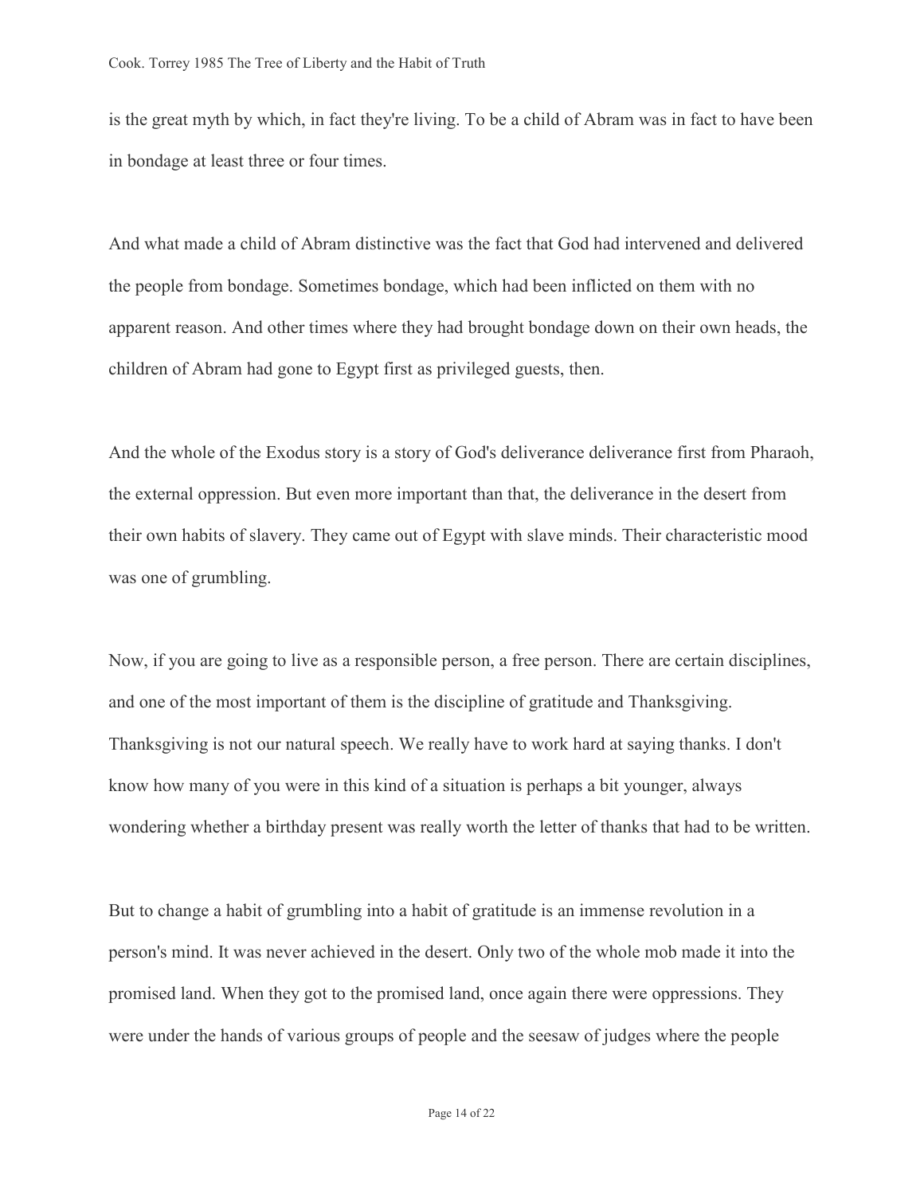is the great myth by which, in fact they're living. To be a child of Abram was in fact to have been in bondage at least three or four times.

And what made a child of Abram distinctive was the fact that God had intervened and delivered the people from bondage. Sometimes bondage, which had been inflicted on them with no apparent reason. And other times where they had brought bondage down on their own heads, the children of Abram had gone to Egypt first as privileged guests, then.

And the whole of the Exodus story is a story of God's deliverance deliverance first from Pharaoh, the external oppression. But even more important than that, the deliverance in the desert from their own habits of slavery. They came out of Egypt with slave minds. Their characteristic mood was one of grumbling.

Now, if you are going to live as a responsible person, a free person. There are certain disciplines, and one of the most important of them is the discipline of gratitude and Thanksgiving. Thanksgiving is not our natural speech. We really have to work hard at saying thanks. I don't know how many of you were in this kind of a situation is perhaps a bit younger, always wondering whether a birthday present was really worth the letter of thanks that had to be written.

But to change a habit of grumbling into a habit of gratitude is an immense revolution in a person's mind. It was never achieved in the desert. Only two of the whole mob made it into the promised land. When they got to the promised land, once again there were oppressions. They were under the hands of various groups of people and the seesaw of judges where the people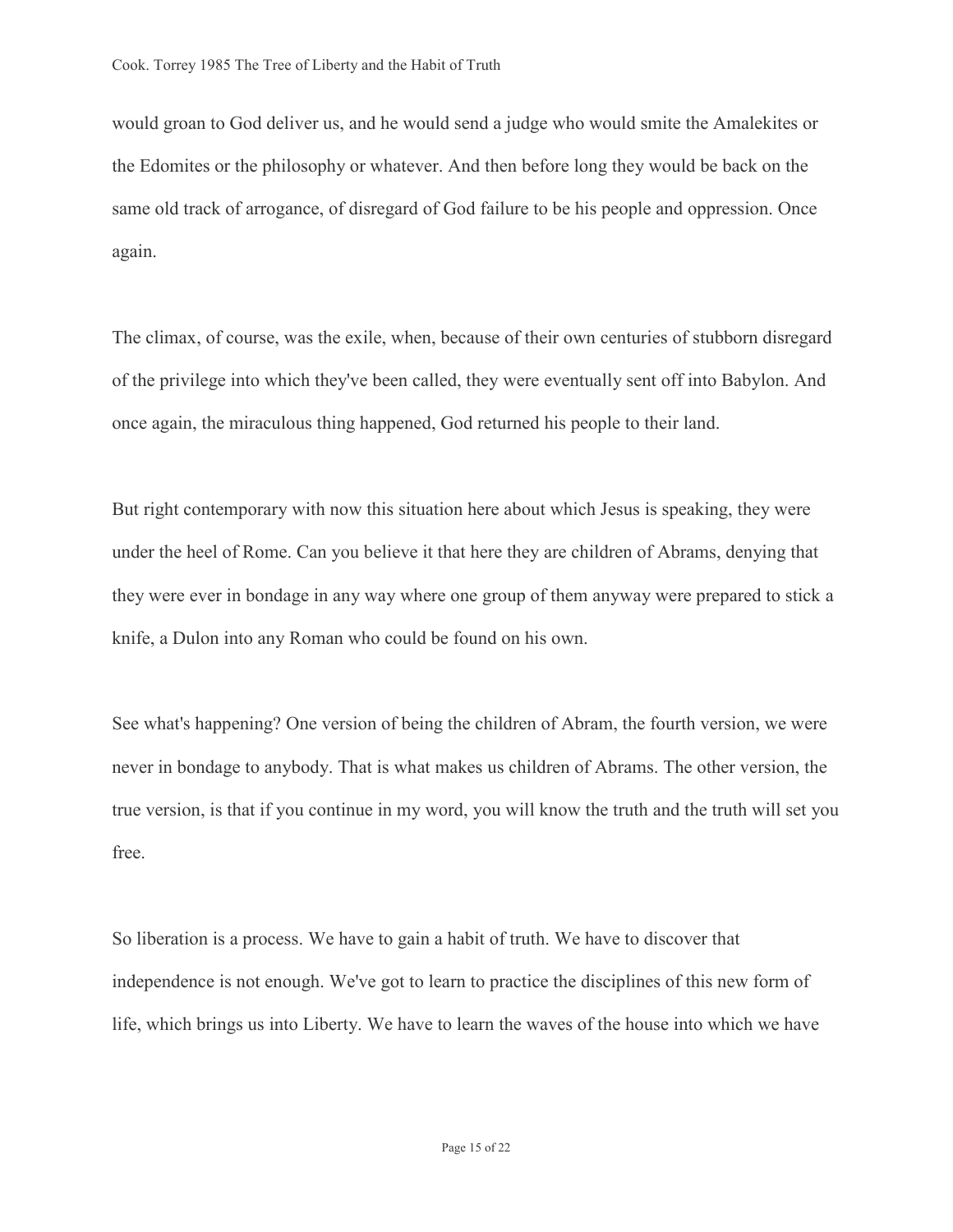would groan to God deliver us, and he would send a judge who would smite the Amalekites or the Edomites or the philosophy or whatever. And then before long they would be back on the same old track of arrogance, of disregard of God failure to be his people and oppression. Once again.

The climax, of course, was the exile, when, because of their own centuries of stubborn disregard of the privilege into which they've been called, they were eventually sent off into Babylon. And once again, the miraculous thing happened, God returned his people to their land.

But right contemporary with now this situation here about which Jesus is speaking, they were under the heel of Rome. Can you believe it that here they are children of Abrams, denying that they were ever in bondage in any way where one group of them anyway were prepared to stick a knife, a Dulon into any Roman who could be found on his own.

See what's happening? One version of being the children of Abram, the fourth version, we were never in bondage to anybody. That is what makes us children of Abrams. The other version, the true version, is that if you continue in my word, you will know the truth and the truth will set you free.

So liberation is a process. We have to gain a habit of truth. We have to discover that independence is not enough. We've got to learn to practice the disciplines of this new form of life, which brings us into Liberty. We have to learn the waves of the house into which we have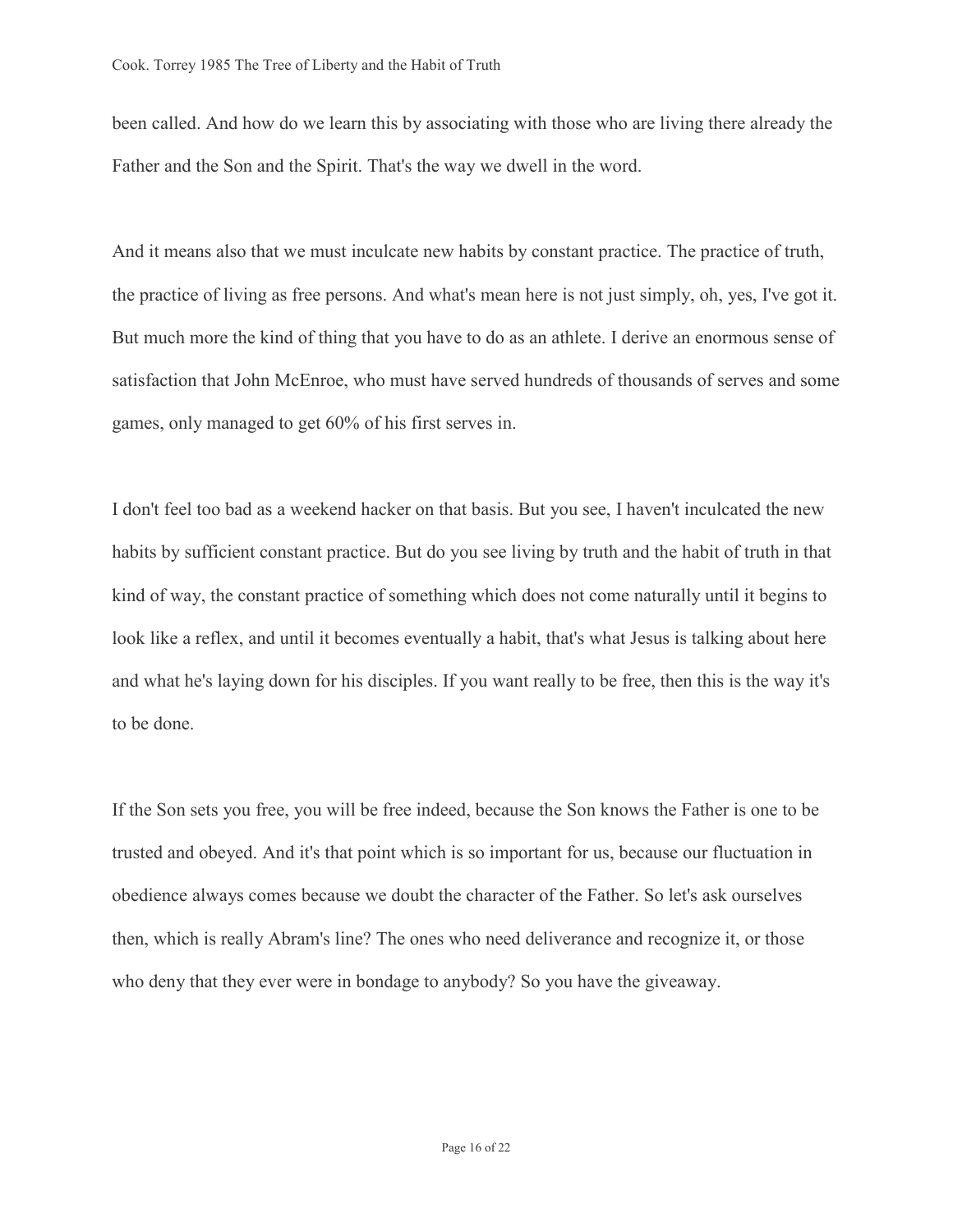been called. And how do we learn this by associating with those who are living there already the Father and the Son and the Spirit. That's the way we dwell in the word.

And it means also that we must inculcate new habits by constant practice. The practice of truth, the practice of living as free persons. And what's mean here is not just simply, oh, yes, I've got it. But much more the kind of thing that you have to do as an athlete. I derive an enormous sense of satisfaction that John McEnroe, who must have served hundreds of thousands of serves and some games, only managed to get 60% of his first serves in.

I don't feel too bad as a weekend hacker on that basis. But you see, I haven't inculcated the new habits by sufficient constant practice. But do you see living by truth and the habit of truth in that kind of way, the constant practice of something which does not come naturally until it begins to look like a reflex, and until it becomes eventually a habit, that's what Jesus is talking about here and what he's laying down for his disciples. If you want really to be free, then this is the way it's to be done.

If the Son sets you free, you will be free indeed, because the Son knows the Father is one to be trusted and obeyed. And it's that point which is so important for us, because our fluctuation in obedience always comes because we doubt the character of the Father. So let's ask ourselves then, which is really Abram's line? The ones who need deliverance and recognize it, or those who deny that they ever were in bondage to anybody? So you have the giveaway.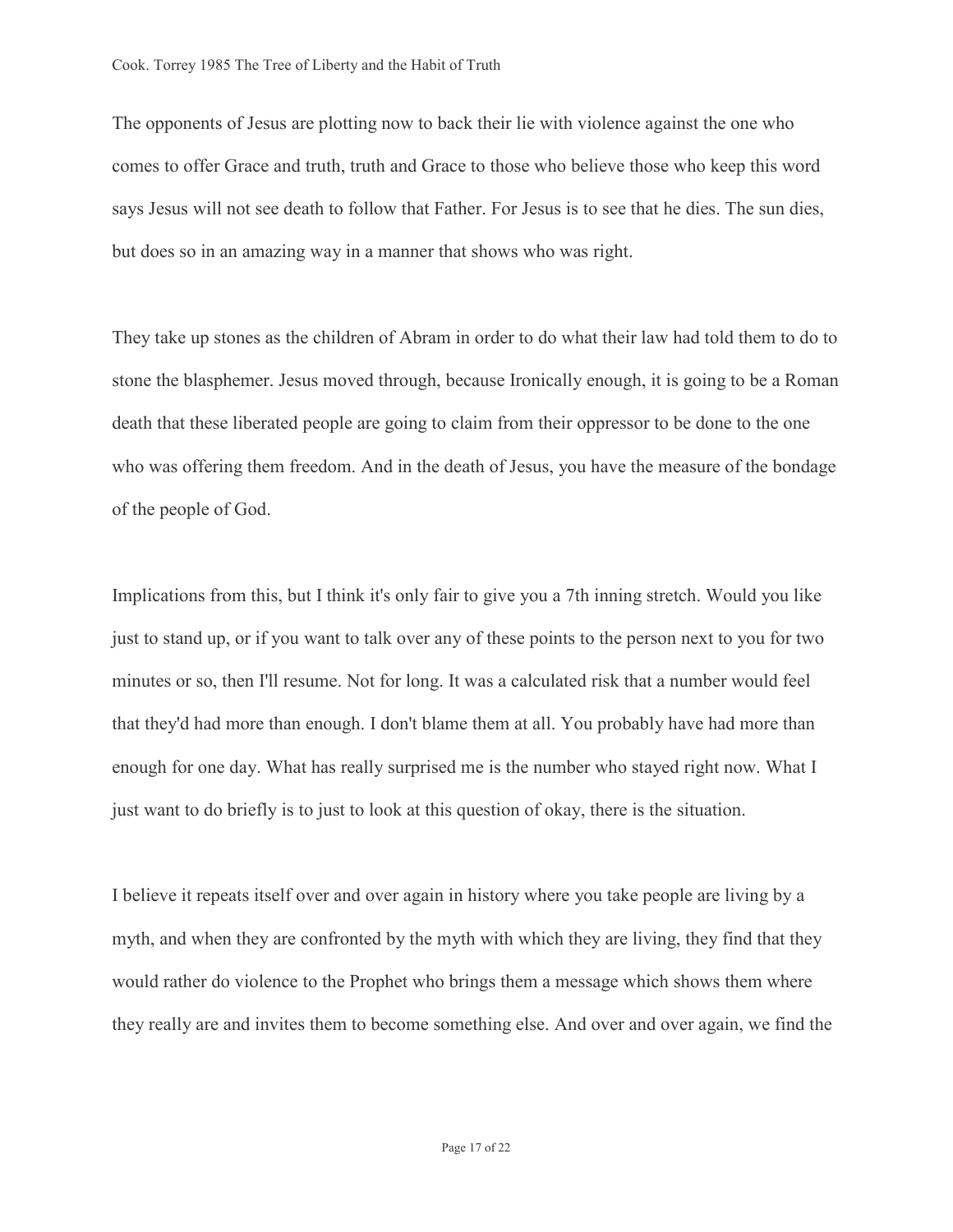The opponents of Jesus are plotting now to back their lie with violence against the one who comes to offer Grace and truth, truth and Grace to those who believe those who keep this word says Jesus will not see death to follow that Father. For Jesus is to see that he dies. The sun dies, but does so in an amazing way in a manner that shows who was right.

They take up stones as the children of Abram in order to do what their law had told them to do to stone the blasphemer. Jesus moved through, because Ironically enough, it is going to be a Roman death that these liberated people are going to claim from their oppressor to be done to the one who was offering them freedom. And in the death of Jesus, you have the measure of the bondage of the people of God.

Implications from this, but I think it's only fair to give you a 7th inning stretch. Would you like just to stand up, or if you want to talk over any of these points to the person next to you for two minutes or so, then I'll resume. Not for long. It was a calculated risk that a number would feel that they'd had more than enough. I don't blame them at all. You probably have had more than enough for one day. What has really surprised me is the number who stayed right now. What I just want to do briefly is to just to look at this question of okay, there is the situation.

I believe it repeats itself over and over again in history where you take people are living by a myth, and when they are confronted by the myth with which they are living, they find that they would rather do violence to the Prophet who brings them a message which shows them where they really are and invites them to become something else. And over and over again, we find the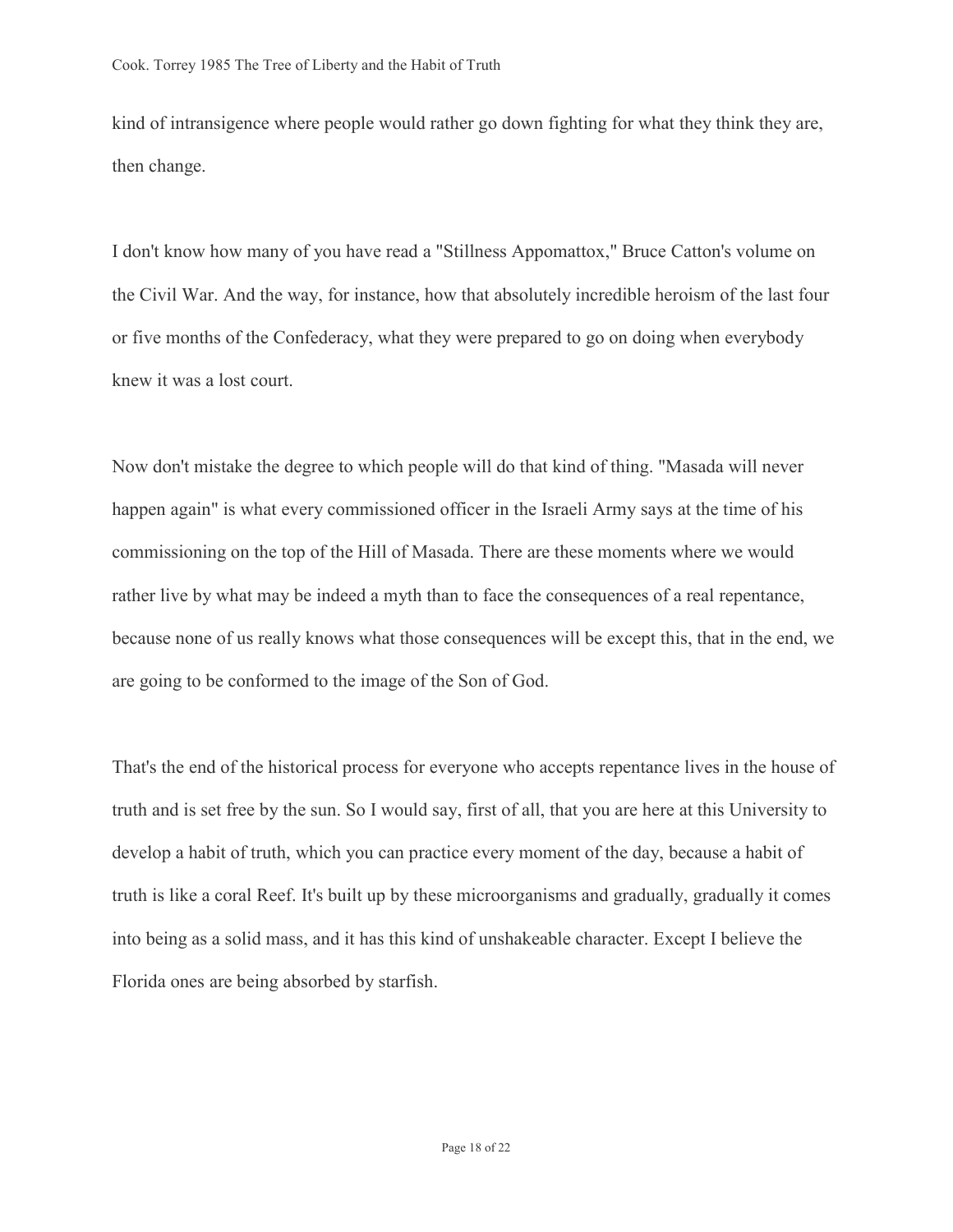kind of intransigence where people would rather go down fighting for what they think they are, then change.

I don't know how many of you have read a "Stillness Appomattox," Bruce Catton's volume on the Civil War. And the way, for instance, how that absolutely incredible heroism of the last four or five months of the Confederacy, what they were prepared to go on doing when everybody knew it was a lost court.

Now don't mistake the degree to which people will do that kind of thing. "Masada will never happen again" is what every commissioned officer in the Israeli Army says at the time of his commissioning on the top of the Hill of Masada. There are these moments where we would rather live by what may be indeed a myth than to face the consequences of a real repentance, because none of us really knows what those consequences will be except this, that in the end, we are going to be conformed to the image of the Son of God.

That's the end of the historical process for everyone who accepts repentance lives in the house of truth and is set free by the sun. So I would say, first of all, that you are here at this University to develop a habit of truth, which you can practice every moment of the day, because a habit of truth is like a coral Reef. It's built up by these microorganisms and gradually, gradually it comes into being as a solid mass, and it has this kind of unshakeable character. Except I believe the Florida ones are being absorbed by starfish.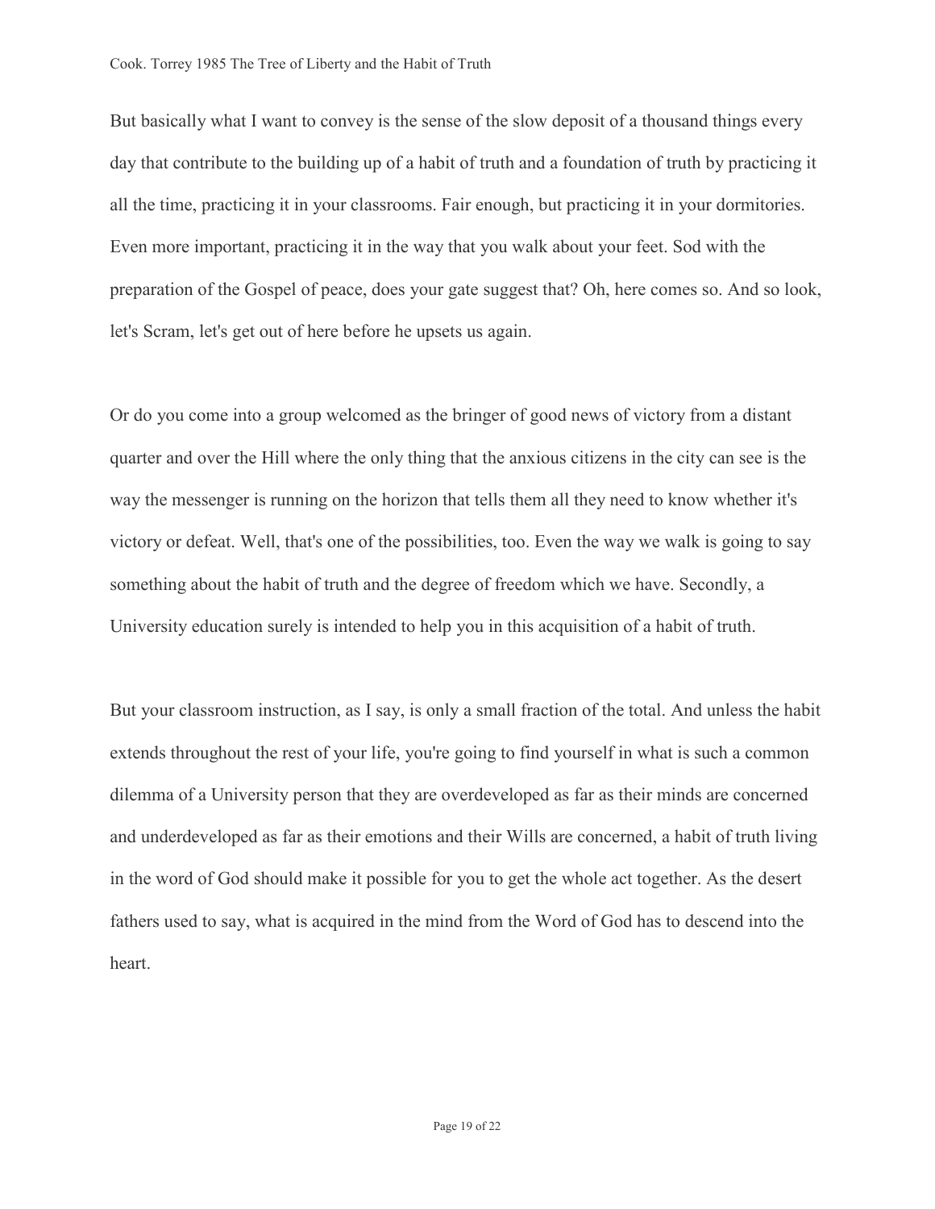But basically what I want to convey is the sense of the slow deposit of a thousand things every day that contribute to the building up of a habit of truth and a foundation of truth by practicing it all the time, practicing it in your classrooms. Fair enough, but practicing it in your dormitories. Even more important, practicing it in the way that you walk about your feet. Sod with the preparation of the Gospel of peace, does your gate suggest that? Oh, here comes so. And so look, let's Scram, let's get out of here before he upsets us again.

Or do you come into a group welcomed as the bringer of good news of victory from a distant quarter and over the Hill where the only thing that the anxious citizens in the city can see is the way the messenger is running on the horizon that tells them all they need to know whether it's victory or defeat. Well, that's one of the possibilities, too. Even the way we walk is going to say something about the habit of truth and the degree of freedom which we have. Secondly, a University education surely is intended to help you in this acquisition of a habit of truth.

But your classroom instruction, as I say, is only a small fraction of the total. And unless the habit extends throughout the rest of your life, you're going to find yourself in what is such a common dilemma of a University person that they are overdeveloped as far as their minds are concerned and underdeveloped as far as their emotions and their Wills are concerned, a habit of truth living in the word of God should make it possible for you to get the whole act together. As the desert fathers used to say, what is acquired in the mind from the Word of God has to descend into the heart.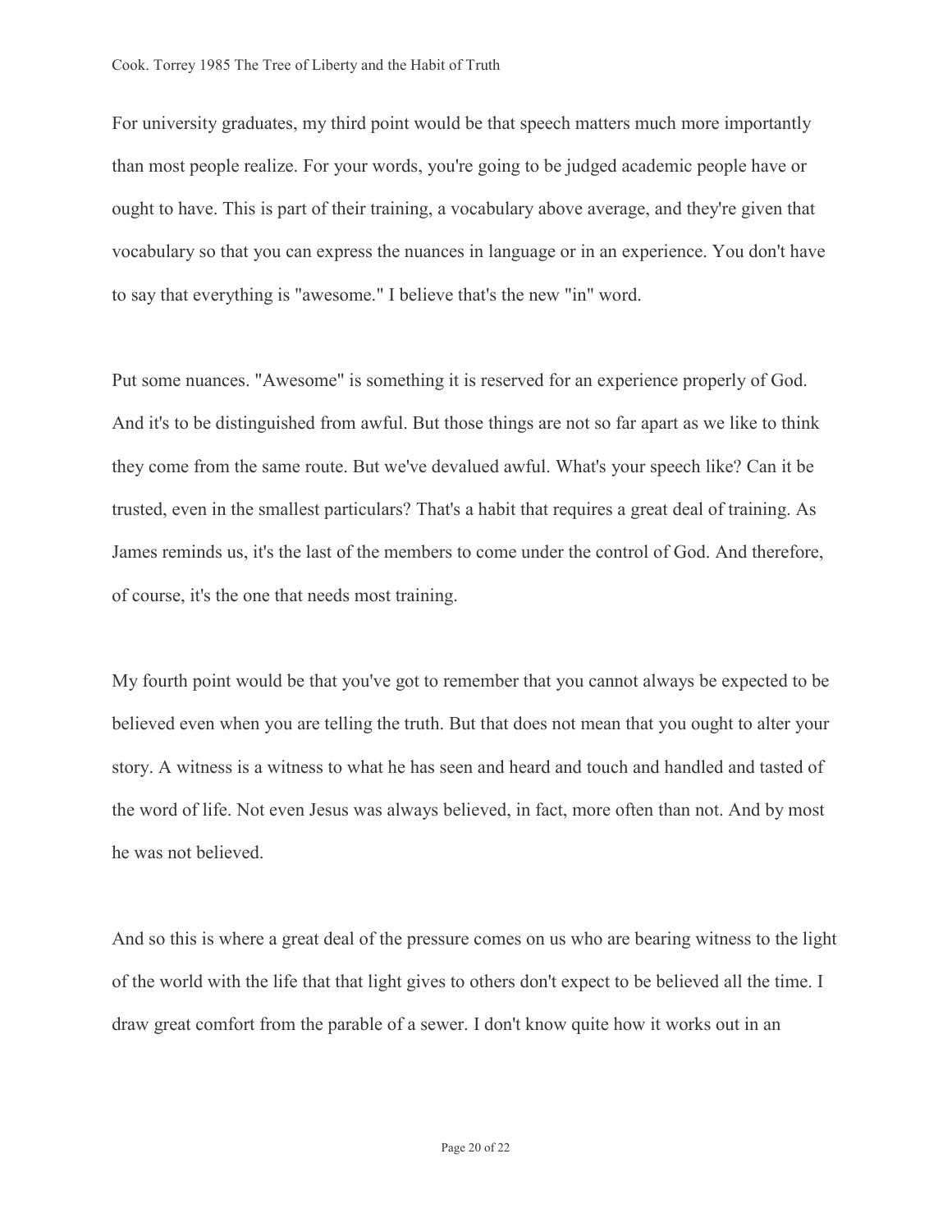For university graduates, my third point would be that speech matters much more importantly than most people realize. For your words, you're going to be judged academic people have or ought to have. This is part of their training, a vocabulary above average, and they're given that vocabulary so that you can express the nuances in language or in an experience. You don't have to say that everything is "awesome." I believe that's the new "in" word.

Put some nuances. "Awesome" is something it is reserved for an experience properly of God. And it's to be distinguished from awful. But those things are not so far apart as we like to think they come from the same route. But we've devalued awful. What's your speech like? Can it be trusted, even in the smallest particulars? That's a habit that requires a great deal of training. As James reminds us, it's the last of the members to come under the control of God. And therefore, of course, it's the one that needs most training.

My fourth point would be that you've got to remember that you cannot always be expected to be believed even when you are telling the truth. But that does not mean that you ought to alter your story. A witness is a witness to what he has seen and heard and touch and handled and tasted of the word of life. Not even Jesus was always believed, in fact, more often than not. And by most he was not believed.

And so this is where a great deal of the pressure comes on us who are bearing witness to the light of the world with the life that that light gives to others don't expect to be believed all the time. I draw great comfort from the parable of a sewer. I don't know quite how it works out in an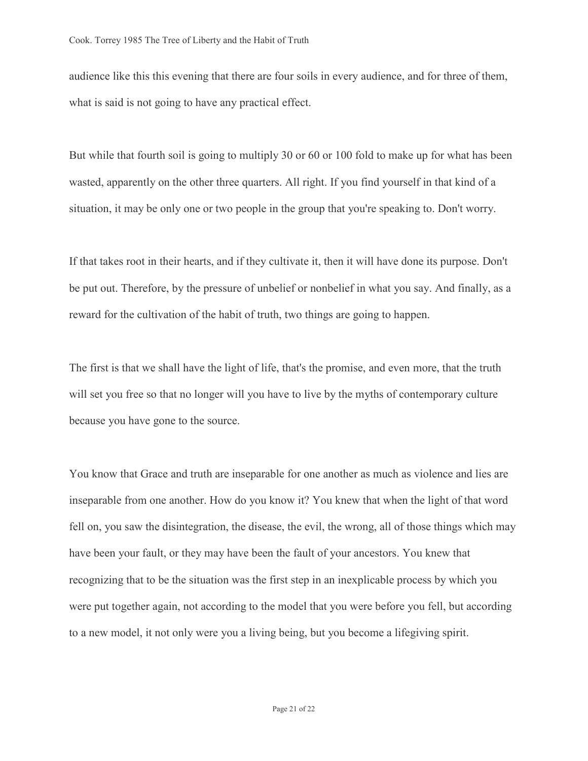audience like this this evening that there are four soils in every audience, and for three of them, what is said is not going to have any practical effect.

But while that fourth soil is going to multiply 30 or 60 or 100 fold to make up for what has been wasted, apparently on the other three quarters. All right. If you find yourself in that kind of a situation, it may be only one or two people in the group that you're speaking to. Don't worry.

If that takes root in their hearts, and if they cultivate it, then it will have done its purpose. Don't be put out. Therefore, by the pressure of unbelief or nonbelief in what you say. And finally, as a reward for the cultivation of the habit of truth, two things are going to happen.

The first is that we shall have the light of life, that's the promise, and even more, that the truth will set you free so that no longer will you have to live by the myths of contemporary culture because you have gone to the source.

You know that Grace and truth are inseparable for one another as much as violence and lies are inseparable from one another. How do you know it? You knew that when the light of that word fell on, you saw the disintegration, the disease, the evil, the wrong, all of those things which may have been your fault, or they may have been the fault of your ancestors. You knew that recognizing that to be the situation was the first step in an inexplicable process by which you were put together again, not according to the model that you were before you fell, but according to a new model, it not only were you a living being, but you become a lifegiving spirit.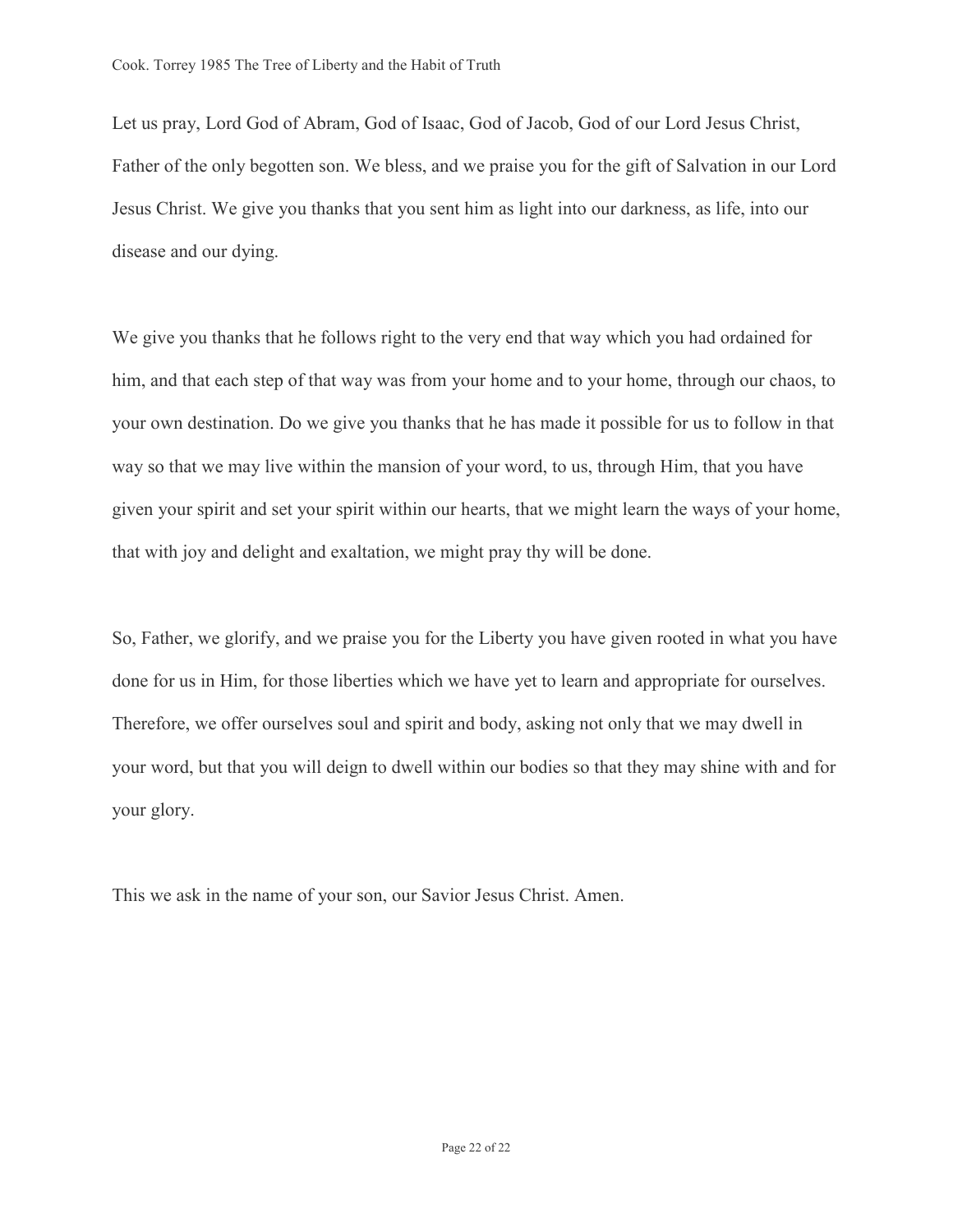Let us pray, Lord God of Abram, God of Isaac, God of Jacob, God of our Lord Jesus Christ, Father of the only begotten son. We bless, and we praise you for the gift of Salvation in our Lord Jesus Christ. We give you thanks that you sent him as light into our darkness, as life, into our disease and our dying.

We give you thanks that he follows right to the very end that way which you had ordained for him, and that each step of that way was from your home and to your home, through our chaos, to your own destination. Do we give you thanks that he has made it possible for us to follow in that way so that we may live within the mansion of your word, to us, through Him, that you have given your spirit and set your spirit within our hearts, that we might learn the ways of your home, that with joy and delight and exaltation, we might pray thy will be done.

So, Father, we glorify, and we praise you for the Liberty you have given rooted in what you have done for us in Him, for those liberties which we have yet to learn and appropriate for ourselves. Therefore, we offer ourselves soul and spirit and body, asking not only that we may dwell in your word, but that you will deign to dwell within our bodies so that they may shine with and for your glory.

This we ask in the name of your son, our Savior Jesus Christ. Amen.